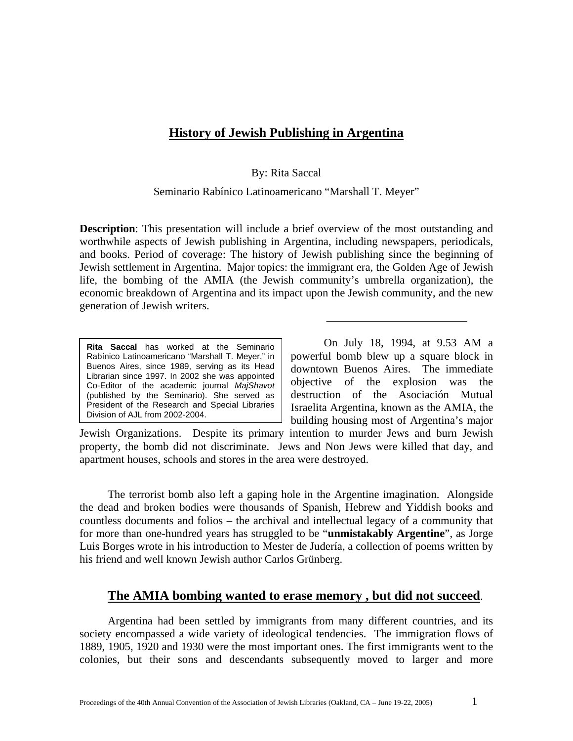# History of Jewish Publishing in Argentina

By: Rita Saccal

Seminario Rabínico Latinoamericano "Marshall T. Meyer"

**Description**: This presentation will include a brief overview of the most outstanding and worthwhile aspects of Jewish publishing in Argentina, including newspapers, periodicals, and books. Period of coverage: The history of Jewish publishing since the beginning of Jewish settlement in Argentina. Major topics: the immigrant era, the Golden Age of Jewish life, the bombing of the AMIA (the Jewish community's umbrella organization), the economic breakdown of Argentina and its impact upon the Jewish community, and the new generation of Jewish writers.

---

**Rita Saccal** has worked at the Seminario Rabínico Latinoamericano "Marshall T. Meyer," in Buenos Aires, since 1989, serving as its Head Librarian since 1997. In 2002 she was appointed Co-Editor of the academic journal *MajShavot* (published by the Seminario). She served as President of the Research and Special Libraries Division of AJL from 2002-2004.

On July 18, 1994, at 9.53 AM a powerful bomb blew up a square block in downtown Buenos Aires. The immediate objective of the explosion was the destruction of the Asociación Mutual Israelita Argentina, known as the AMIA, the building housing most of Argentina's major Jewish Organizations. Despite its primary intention to murder Jews and burn Jewish property, the bomb did not discriminate. Jews and Non Jews were killed that day, and apartment houses, schools and stores in the area were destroyed.

The terrorist bomb also left a gaping hole in the Argentine imagination. Alongside the dead and broken bodies were thousands of Spanish, Hebrew and Yiddish books and countless documents and folios – the archival and intellectual legacy of a community that for more than one-hundred years has struggled to be "**unmistakably Argentine**", as Jorge Luis Borges wrote in his introduction to Mester de Judería, a collection of poems written by his friend and well known Jewish author Carlos Grünberg.

## The AMIA bombing wanted to erase memory , but did not succeed.

Argentina had been settled by immigrants from many different countries, and its society encompassed a wide variety of ideological tendencies. The immigration flows of 1889, 1905, 1920 and 1930 were the most important ones. The first immigrants went to the colonies, but their sons and descendants subsequently moved to larger and more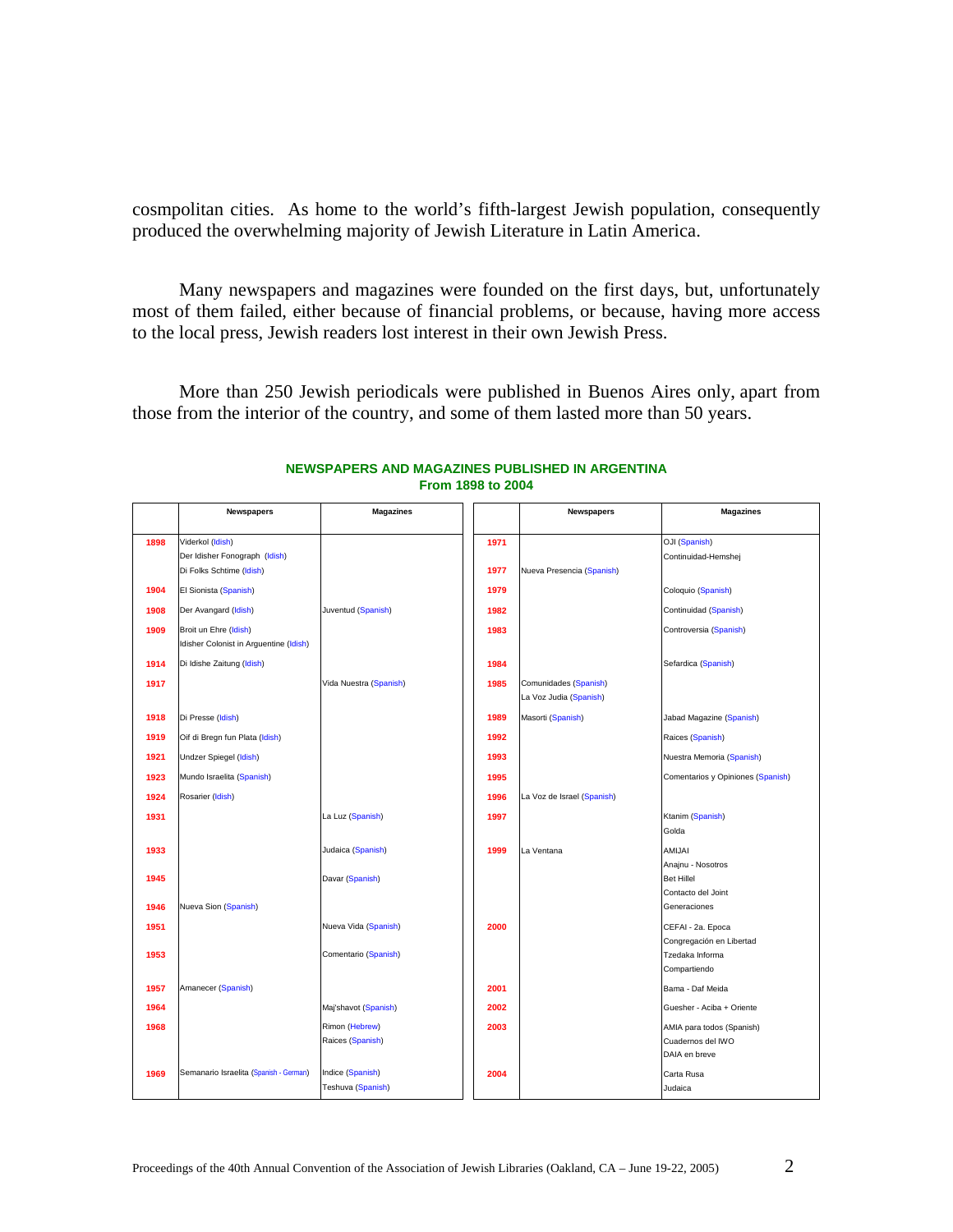cosmpolitan cities. As home to the world's fifth-largest Jewish population, consequently produced the overwhelming majority of Jewish Literature in Latin America.

Many newspapers and magazines were founded on the first days, but, unfortunately most of them failed, either because of financial problems, or because, having more access to the local press, Jewish readers lost interest in their own Jewish Press.

More than 250 Jewish periodicals were published in Buenos Aires only, apart from those from the interior of the country, and some of them lasted more than 50 years.

**NEWSPAPERS AND MAGAZINES PUBLISHED IN ARGENTINA**
**From 1898 to 2004**

| | Newspapers | Magazines |
|---|---|---|
| 1898 | Viderkol (Idish)<br>Der Idisher Fonograph (Idish)<br>Di Folks Schtime (Idish) | |
| 1904 | El Sionista (Spanish) | |
| 1908 | Der Avangard (Idish) | Juventud (Spanish) |
| 1909 | Broit un Ehre (Idish)<br>Idisher Colonist in Arguentine (Idish) | |
| 1914 | Di Idishe Zaitung (Idish) | |
| 1917 | | Vida Nuestra (Spanish) |
| 1918 | Di Presse (Idish) | |
| 1919 | Oif di Bregn fun Plata (Idish) | |
| 1921 | Undzer Spiegel (Idish) | |
| 1923 | Mundo Israelita (Spanish) | |
| 1924 | Rosarier (Idish) | |
| 1931 | | La Luz (Spanish) |
| 1933 | | Judaica (Spanish) |
| 1945 | | Davar (Spanish) |
| 1946 | Nueva Sion (Spanish) | |
| 1951 | | Nueva Vida (Spanish) |
| 1953 | | Comentario (Spanish) |
| 1957 | Amanecer (Spanish) | |
| 1964 | | Maj'shavot (Spanish) |
| 1968 | | Rimon (Hebrew)<br>Raices (Spanish) |
| 1969 | Semanario Israelita (Spanish - German) | Indice (Spanish)<br>Teshuva (Spanish) |
| 1971 | | OJI (Spanish)<br>Continuidad-Hemshej |
| 1977 | Nueva Presencia (Spanish) | |
| 1979 | | Coloquio (Spanish) |
| 1982 | | Continuidad (Spanish) |
| 1983 | | Controversia (Spanish) |
| 1984 | | Sefardica (Spanish) |
| 1985 | Comunidades (Spanish)<br>La Voz Judia (Spanish) | |
| 1989 | Masorti (Spanish) | Jabad Magazine (Spanish) |
| 1992 | | Raices (Spanish) |
| 1993 | | Nuestra Memoria (Spanish) |
| 1995 | | Comentarios y Opiniones (Spanish) |
| 1996 | La Voz de Israel (Spanish) | |
| 1997 | | Ktanim (Spanish)<br>Golda |
| 1999 | La Ventana | AMIJAI<br>Anajnu - Nosotros<br>Bet Hillel<br>Contacto del Joint<br>Generaciones |
| 2000 | | CEFAI - 2a. Epoca<br>Congregación en Libertad<br>Tzedaka Informa<br>Compartiendo |
| 2001 | | Bama - Daf Meida |
| 2002 | | Guesher - Aciba + Oriente |
| 2003 | | AMIA para todos (Spanish)<br>Cuadernos del IWO<br>DAIA en breve |
| 2004 | | Carta Rusa<br>Judaica |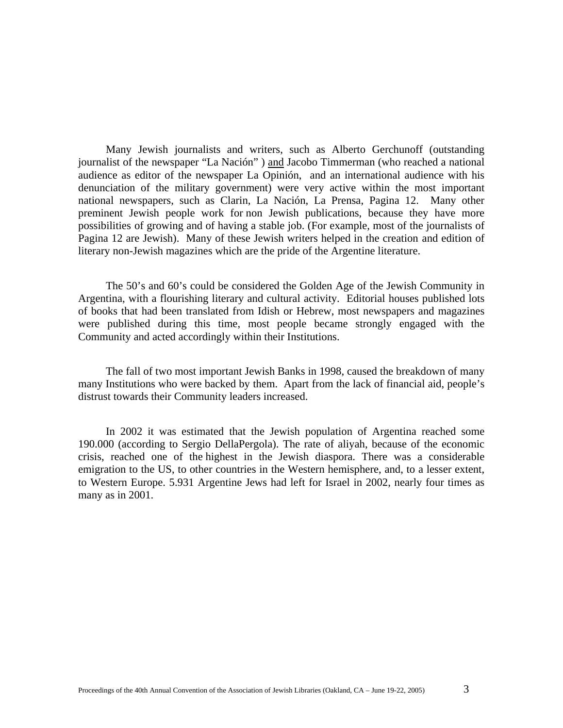Many Jewish journalists and writers, such as Alberto Gerchunoff (outstanding journalist of the newspaper "La Nación" ) and Jacobo Timmerman (who reached a national audience as editor of the newspaper La Opinión,  and an international audience with his denunciation of the military government) were very active within the most important national newspapers, such as Clarin, La Nación, La Prensa, Pagina 12.  Many other preminent Jewish people work for non Jewish publications, because they have more possibilities of growing and of having a stable job. (For example, most of the journalists of Pagina 12 are Jewish).  Many of these Jewish writers helped in the creation and edition of literary non-Jewish magazines which are the pride of the Argentine literature.

The 50's and 60's could be considered the Golden Age of the Jewish Community in Argentina, with a flourishing literary and cultural activity.  Editorial houses published lots of books that had been translated from Idish or Hebrew, most newspapers and magazines were published during this time, most people became strongly engaged with the Community and acted accordingly within their Institutions.

The fall of two most important Jewish Banks in 1998, caused the breakdown of many many Institutions who were backed by them.  Apart from the lack of financial aid, people's distrust towards their Community leaders increased.

In 2002 it was estimated that the Jewish population of Argentina reached some 190.000 (according to Sergio DellaPergola). The rate of aliyah, because of the economic crisis, reached one of the highest in the Jewish diaspora. There was a considerable emigration to the US, to other countries in the Western hemisphere, and, to a lesser extent, to Western Europe. 5.931 Argentine Jews had left for Israel in 2002, nearly four times as many as in 2001.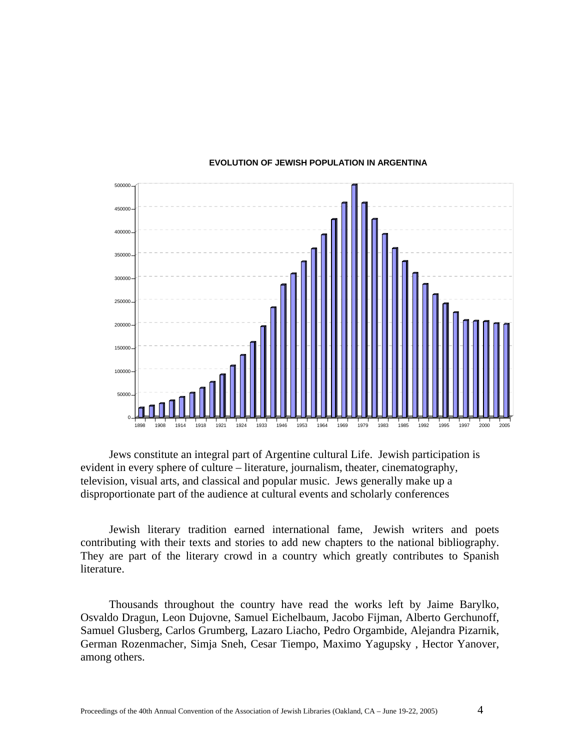**EVOLUTION OF JEWISH POPULATION IN ARGENTINA**

Jews constitute an integral part of Argentine cultural Life. Jewish participation is evident in every sphere of culture – literature, journalism, theater, cinematography, television, visual arts, and classical and popular music. Jews generally make up a disproportionate part of the audience at cultural events and scholarly conferences

Jewish literary tradition earned international fame, Jewish writers and poets contributing with their texts and stories to add new chapters to the national bibliography. They are part of the literary crowd in a country which greatly contributes to Spanish literature.

Thousands throughout the country have read the works left by Jaime Barylko, Osvaldo Dragun, Leon Dujovne, Samuel Eichelbaum, Jacobo Fijman, Alberto Gerchunoff, Samuel Glusberg, Carlos Grumberg, Lazaro Liacho, Pedro Orgambide, Alejandra Pizarnik, German Rozenmacher, Simja Sneh, Cesar Tiempo, Maximo Yagupsky , Hector Yanover, among others.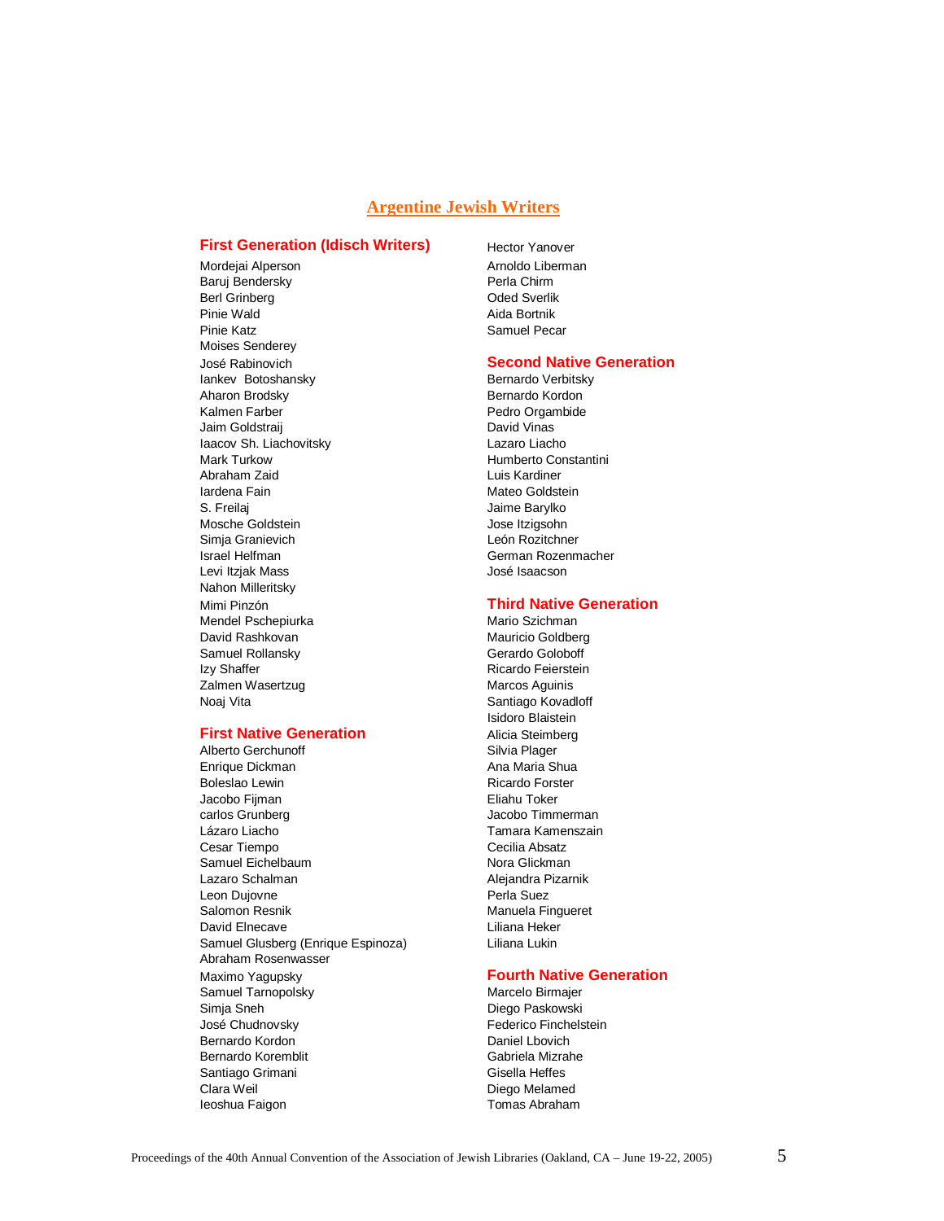## Argentine Jewish Writers

### First Generation (Idisch Writers)

Mordejai Alperson
Baruj Bendersky
Berl Grinberg
Pinie Wald
Pinie Katz
Moises Senderey
José Rabinovich
Iankev Botoshansky
Aharon Brodsky
Kalmen Farber
Jaim Goldstraij
Iaacov Sh. Liachovitsky
Mark Turkow
Abraham Zaid
Iardena Fain
S. Freilaj
Mosche Goldstein
Simja Granievich
Israel Helfman
Levi Itzjak Mass
Nahon Milleritsky
Mimi Pinzón
Mendel Pschepiurka
David Rashkovan
Samuel Rollansky
Izy Shaffer
Zalmen Wasertzug
Noaj Vita

### First Native Generation

Alberto Gerchunoff
Enrique Dickman
Boleslao Lewin
Jacobo Fijman
carlos Grunberg
Lázaro Liacho
Cesar Tiempo
Samuel Eichelbaum
Lazaro Schalman
Leon Dujovne
Salomon Resnik
David Elnecave
Samuel Glusberg (Enrique Espinoza)
Abraham Rosenwasser
Maximo Yagupsky
Samuel Tarnopolsky
Simja Sneh
José Chudnovsky
Bernardo Kordon
Bernardo Koremblit
Santiago Grimani
Clara Weil
Ieoshua Faigon
Hector Yanover
Arnoldo Liberman
Perla Chirm
Oded Sverlik
Aida Bortnik
Samuel Pecar

### Second Native Generation

Bernardo Verbitsky
Bernardo Kordon
Pedro Orgambide
David Vinas
Lazaro Liacho
Humberto Constantini
Luis Kardiner
Mateo Goldstein
Jaime Barylko
Jose Itzigsohn
León Rozitchner
German Rozenmacher
José Isaacson

### Third Native Generation

Mario Szichman
Mauricio Goldberg
Gerardo Goloboff
Ricardo Feierstein
Marcos Aguinis
Santiago Kovadloff
Isidoro Blaistein
Alicia Steimberg
Silvia Plager
Ana Maria Shua
Ricardo Forster
Eliahu Toker
Jacobo Timmerman
Tamara Kamenszain
Cecilia Absatz
Nora Glickman
Alejandra Pizarnik
Perla Suez
Manuela Fingueret
Liliana Heker
Liliana Lukin

### Fourth Native Generation

Marcelo Birmajer
Diego Paskowski
Federico Finchelstein
Daniel Lbovich
Gabriela Mizrahe
Gisella Heffes
Diego Melamed
Tomas Abraham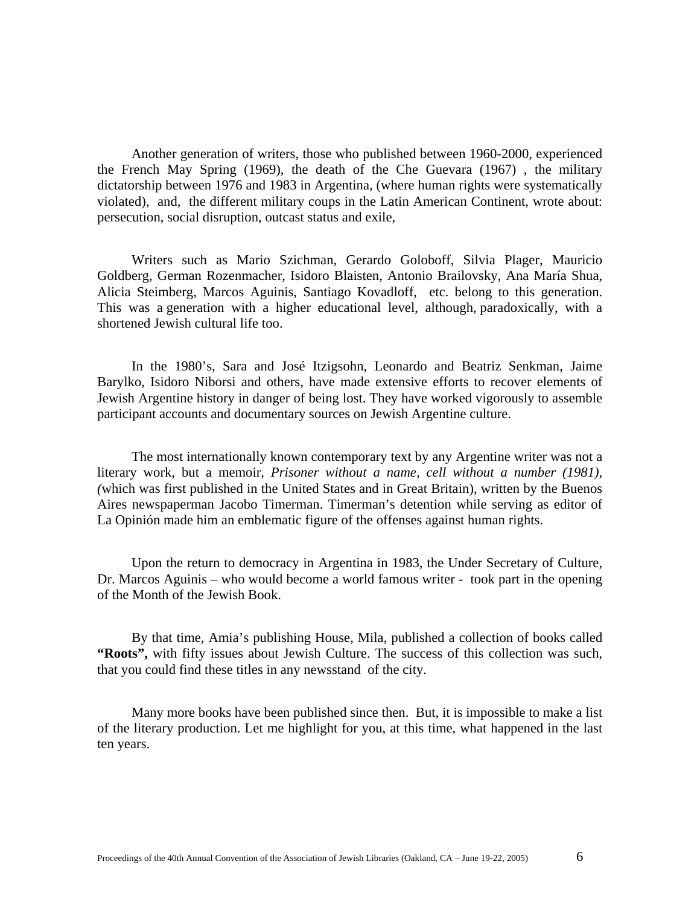Another generation of writers, those who published between 1960-2000, experienced the French May Spring (1969), the death of the Che Guevara (1967) , the military dictatorship between 1976 and 1983 in Argentina, (where human rights were systematically violated), and, the different military coups in the Latin American Continent, wrote about: persecution, social disruption, outcast status and exile,

Writers such as Mario Szichman, Gerardo Goloboff, Silvia Plager, Mauricio Goldberg, German Rozenmacher, Isidoro Blaisten, Antonio Brailovsky, Ana María Shua, Alicia Steimberg, Marcos Aguinis, Santiago Kovadloff, etc. belong to this generation. This was a generation with a higher educational level, although, paradoxically, with a shortened Jewish cultural life too.

In the 1980's, Sara and José Itzigsohn, Leonardo and Beatriz Senkman, Jaime Barylko, Isidoro Niborsi and others, have made extensive efforts to recover elements of Jewish Argentine history in danger of being lost. They have worked vigorously to assemble participant accounts and documentary sources on Jewish Argentine culture.

The most internationally known contemporary text by any Argentine writer was not a literary work, but a memoir, *Prisoner without a name, cell without a number (1981), (*which was first published in the United States and in Great Britain), written by the Buenos Aires newspaperman Jacobo Timerman. Timerman's detention while serving as editor of La Opinión made him an emblematic figure of the offenses against human rights.

Upon the return to democracy in Argentina in 1983, the Under Secretary of Culture, Dr. Marcos Aguinis – who would become a world famous writer - took part in the opening of the Month of the Jewish Book.

By that time, Amia's publishing House, Mila, published a collection of books called **"Roots",** with fifty issues about Jewish Culture. The success of this collection was such, that you could find these titles in any newsstand of the city.

Many more books have been published since then. But, it is impossible to make a list of the literary production. Let me highlight for you, at this time, what happened in the last ten years.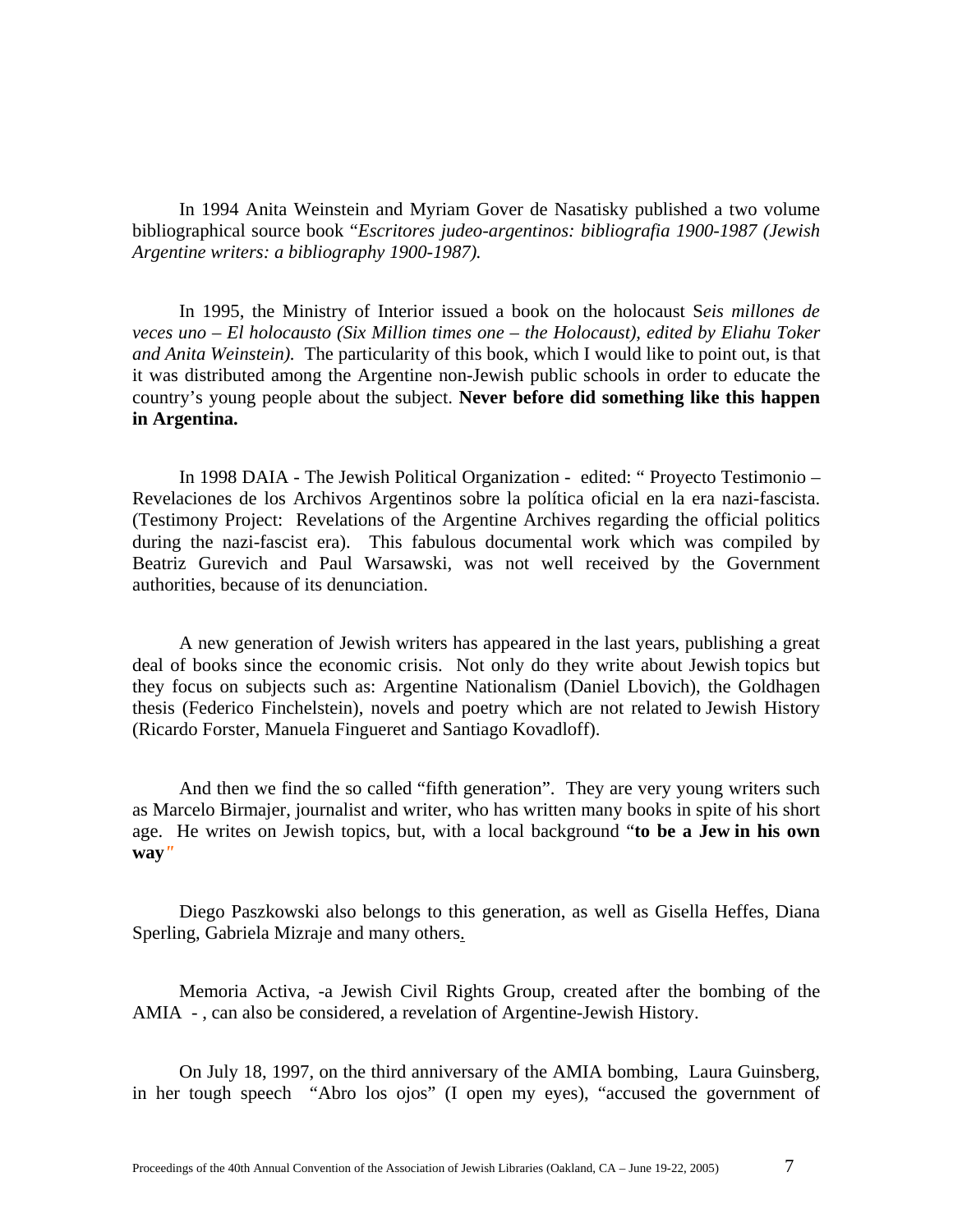In 1994 Anita Weinstein and Myriam Gover de Nasatisky published a two volume bibliographical source book "*Escritores judeo-argentinos: bibliografia 1900-1987 (Jewish Argentine writers: a bibliography 1900-1987).*

In 1995, the Ministry of Interior issued a book on the holocaust S*eis millones de veces uno – El holocausto (Six Million times one – the Holocaust), edited by Eliahu Toker and Anita Weinstein).* The particularity of this book, which I would like to point out, is that it was distributed among the Argentine non-Jewish public schools in order to educate the country's young people about the subject. **Never before did something like this happen in Argentina.**

In 1998 DAIA - The Jewish Political Organization - edited: " Proyecto Testimonio – Revelaciones de los Archivos Argentinos sobre la política oficial en la era nazi-fascista. (Testimony Project: Revelations of the Argentine Archives regarding the official politics during the nazi-fascist era). This fabulous documental work which was compiled by Beatriz Gurevich and Paul Warsawski, was not well received by the Government authorities, because of its denunciation.

A new generation of Jewish writers has appeared in the last years, publishing a great deal of books since the economic crisis. Not only do they write about Jewish topics but they focus on subjects such as: Argentine Nationalism (Daniel Lbovich), the Goldhagen thesis (Federico Finchelstein), novels and poetry which are not related to Jewish History (Ricardo Forster, Manuela Fingueret and Santiago Kovadloff).

And then we find the so called "fifth generation". They are very young writers such as Marcelo Birmajer, journalist and writer, who has written many books in spite of his short age. He writes on Jewish topics, but, with a local background "**to be a Jew in his own way**"

Diego Paszkowski also belongs to this generation, as well as Gisella Heffes, Diana Sperling, Gabriela Mizraje and many others.

Memoria Activa, -a Jewish Civil Rights Group, created after the bombing of the AMIA - , can also be considered, a revelation of Argentine-Jewish History.

On July 18, 1997, on the third anniversary of the AMIA bombing, Laura Guinsberg, in her tough speech "Abro los ojos" (I open my eyes), "accused the government of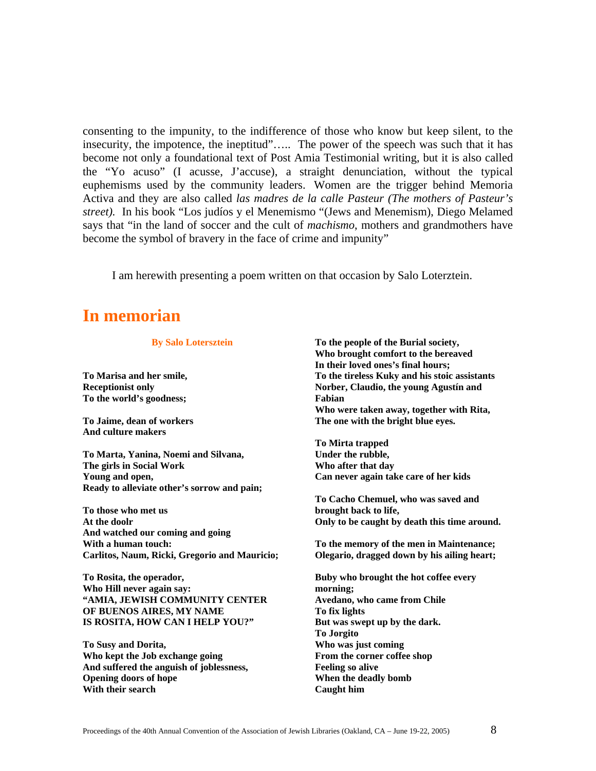consenting to the impunity, to the indifference of those who know but keep silent, to the insecurity, the impotence, the ineptitud"….. The power of the speech was such that it has become not only a foundational text of Post Amia Testimonial writing, but it is also called the "Yo acuso" (I acusse, J'accuse), a straight denunciation, without the typical euphemisms used by the community leaders. Women are the trigger behind Memoria Activa and they are also called *las madres de la calle Pasteur (The mothers of Pasteur's street).* In his book "Los judíos y el Menemismo "(Jews and Menemism), Diego Melamed says that "in the land of soccer and the cult of *machismo*, mothers and grandmothers have become the symbol of bravery in the face of crime and impunity"

I am herewith presenting a poem written on that occasion by Salo Loterztein.

## In memorian

**By Salo Lotersztein**

**To Marisa and her smile,**
**Receptionist only**
**To the world's goodness;**

**To Jaime, dean of workers**
**And culture makers**

**To Marta, Yanina, Noemi and Silvana,**
**The girls in Social Work**
**Young and open,**
**Ready to alleviate other's sorrow and pain;**

**To those who met us**
**At the doolr**
**And watched our coming and going**
**With a human touch:**
**Carlitos, Naum, Ricki, Gregorio and Mauricio;**

**To Rosita, the operador,**
**Who Hill never again say:**
**"AMIA, JEWISH COMMUNITY CENTER**
**OF BUENOS AIRES, MY NAME**
**IS ROSITA, HOW CAN I HELP YOU?"**

**To Susy and Dorita,**
**Who kept the Job exchange going**
**And suffered the anguish of joblessness,**
**Opening doors of hope**
**With their search**

**To the people of the Burial society,**
**Who brought comfort to the bereaved**
**In their loved ones's final hours;**
**To the tireless Kuky and his stoic assistants**
**Norber, Claudio, the young Agustín and**
**Fabian**
**Who were taken away, together with Rita,**
**The one with the bright blue eyes.**

**To Mirta trapped**
**Under the rubble,**
**Who after that day**
**Can never again take care of her kids**

**To Cacho Chemuel, who was saved and**
**brought back to life,**
**Only to be caught by death this time around.**

**To the memory of the men in Maintenance;**
**Olegario, dragged down by his ailing heart;**

**Buby who brought the hot coffee every**
**morning;**
**Avedano, who came from Chile**
**To fix lights**
**But was swept up by the dark.**
**To Jorgito**
**Who was just coming**
**From the corner coffee shop**
**Feeling so alive**
**When the deadly bomb**
**Caught him**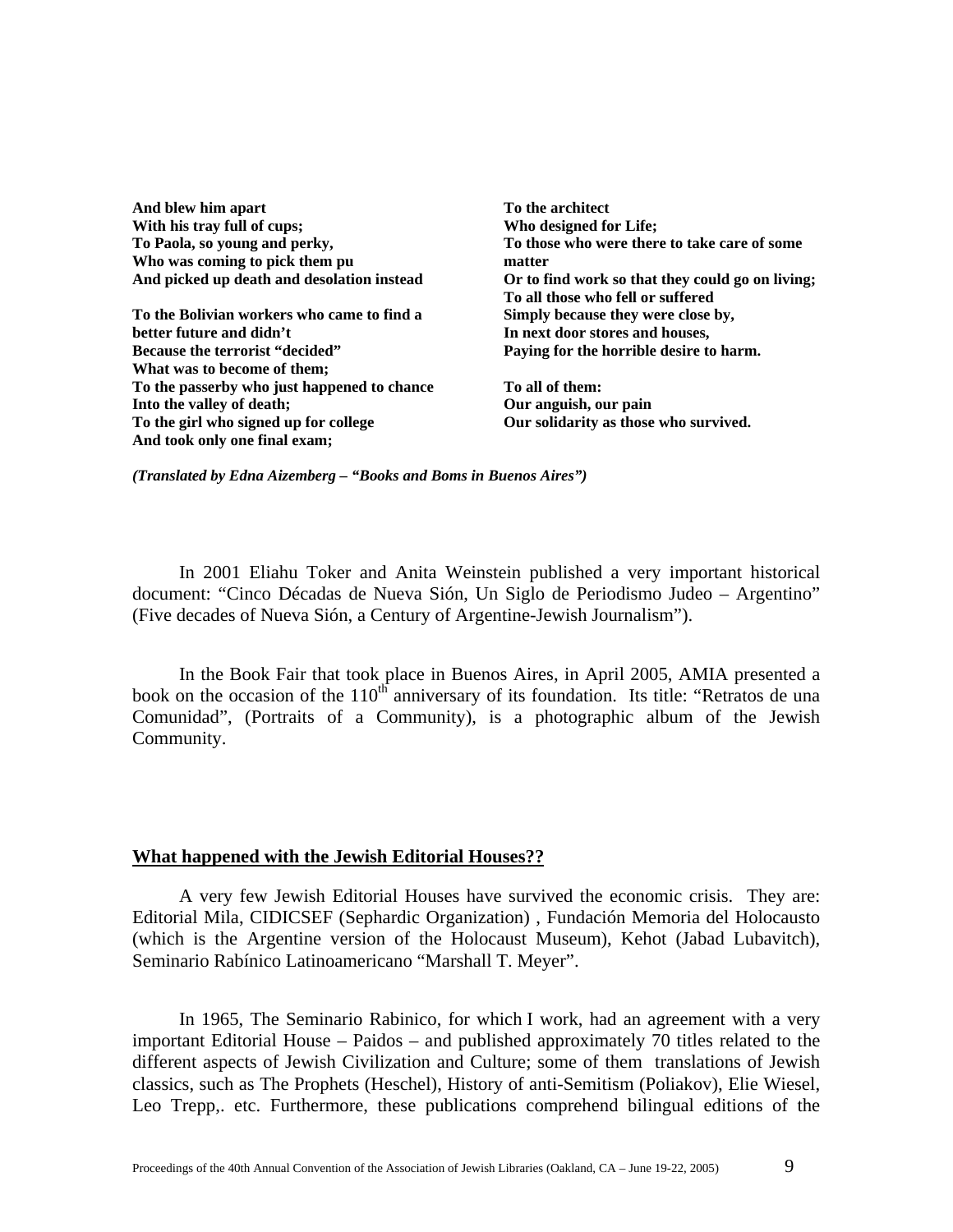**And blew him apart**
**With his tray full of cups;**
**To Paola, so young and perky,**
**Who was coming to pick them pu**
**And picked up death and desolation instead**

**To the Bolivian workers who came to find a better future and didn't**
**Because the terrorist "decided"**
**What was to become of them;**
**To the passerby who just happened to chance**
**Into the valley of death;**
**To the girl who signed up for college**
**And took only one final exam;**

**To the architect**
**Who designed for Life;**
**To those who were there to take care of some matter**
**Or to find work so that they could go on living;**
**To all those who fell or suffered**
**Simply because they were close by,**
**In next door stores and houses,**
**Paying for the horrible desire to harm.**

**To all of them:**
**Our anguish, our pain**
**Our solidarity as those who survived.**

***(Translated by Edna Aizemberg – "Books and Boms in Buenos Aires")***

In 2001 Eliahu Toker and Anita Weinstein published a very important historical document: "Cinco Décadas de Nueva Sión, Un Siglo de Periodismo Judeo – Argentino" (Five decades of Nueva Sión, a Century of Argentine-Jewish Journalism").

In the Book Fair that took place in Buenos Aires, in April 2005, AMIA presented a book on the occasion of the 110th anniversary of its foundation. Its title: "Retratos de una Comunidad", (Portraits of a Community), is a photographic album of the Jewish Community.

**<u>What happened with the Jewish Editorial Houses??</u>**

A very few Jewish Editorial Houses have survived the economic crisis. They are: Editorial Mila, CIDICSEF (Sephardic Organization) , Fundación Memoria del Holocausto (which is the Argentine version of the Holocaust Museum), Kehot (Jabad Lubavitch), Seminario Rabínico Latinoamericano "Marshall T. Meyer".

In 1965, The Seminario Rabinico, for which I work, had an agreement with a very important Editorial House – Paidos – and published approximately 70 titles related to the different aspects of Jewish Civilization and Culture; some of them translations of Jewish classics, such as The Prophets (Heschel), History of anti-Semitism (Poliakov), Elie Wiesel, Leo Trepp,. etc. Furthermore, these publications comprehend bilingual editions of the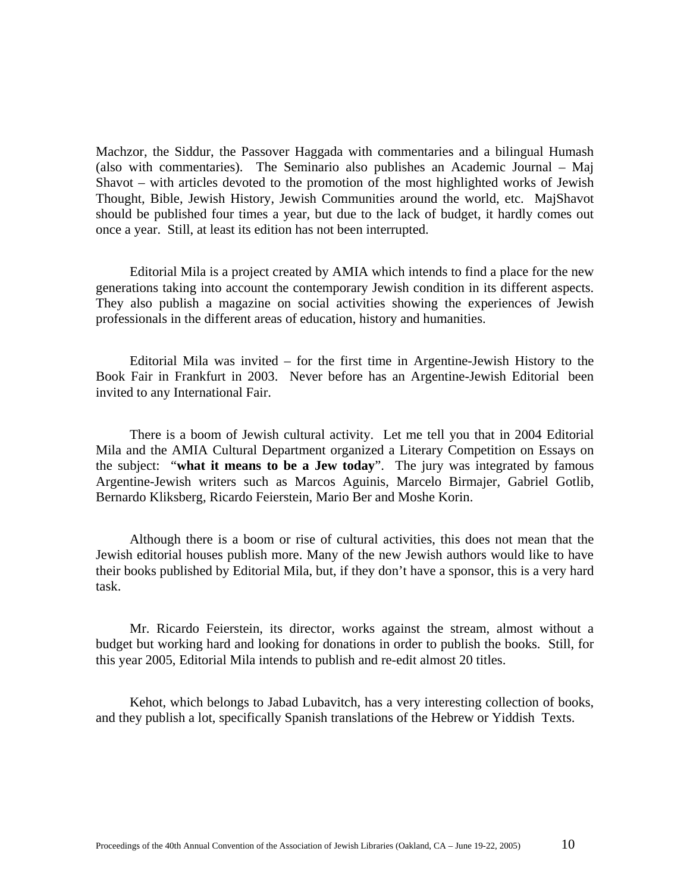Machzor, the Siddur, the Passover Haggada with commentaries and a bilingual Humash (also with commentaries). The Seminario also publishes an Academic Journal – Maj Shavot – with articles devoted to the promotion of the most highlighted works of Jewish Thought, Bible, Jewish History, Jewish Communities around the world, etc. MajShavot should be published four times a year, but due to the lack of budget, it hardly comes out once a year. Still, at least its edition has not been interrupted.

Editorial Mila is a project created by AMIA which intends to find a place for the new generations taking into account the contemporary Jewish condition in its different aspects. They also publish a magazine on social activities showing the experiences of Jewish professionals in the different areas of education, history and humanities.

Editorial Mila was invited – for the first time in Argentine-Jewish History to the Book Fair in Frankfurt in 2003. Never before has an Argentine-Jewish Editorial been invited to any International Fair.

There is a boom of Jewish cultural activity. Let me tell you that in 2004 Editorial Mila and the AMIA Cultural Department organized a Literary Competition on Essays on the subject: "**what it means to be a Jew today**". The jury was integrated by famous Argentine-Jewish writers such as Marcos Aguinis, Marcelo Birmajer, Gabriel Gotlib, Bernardo Kliksberg, Ricardo Feierstein, Mario Ber and Moshe Korin.

Although there is a boom or rise of cultural activities, this does not mean that the Jewish editorial houses publish more. Many of the new Jewish authors would like to have their books published by Editorial Mila, but, if they don't have a sponsor, this is a very hard task.

Mr. Ricardo Feierstein, its director, works against the stream, almost without a budget but working hard and looking for donations in order to publish the books. Still, for this year 2005, Editorial Mila intends to publish and re-edit almost 20 titles.

Kehot, which belongs to Jabad Lubavitch, has a very interesting collection of books, and they publish a lot, specifically Spanish translations of the Hebrew or Yiddish Texts.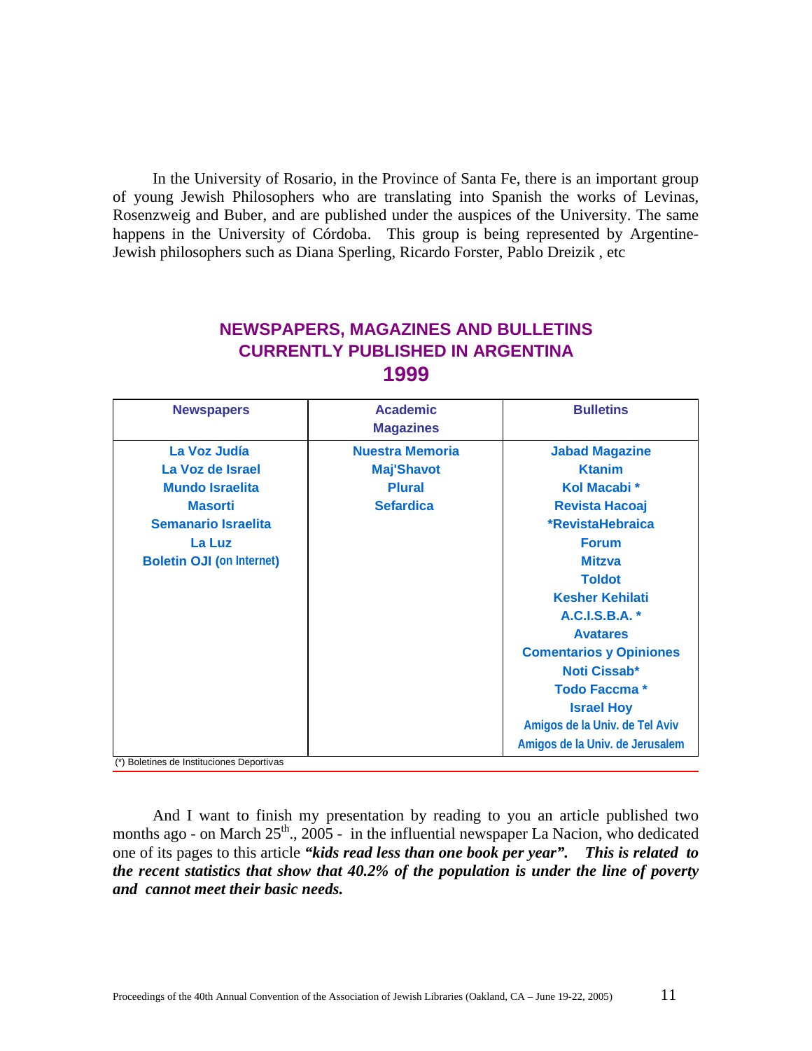In the University of Rosario, in the Province of Santa Fe, there is an important group of young Jewish Philosophers who are translating into Spanish the works of Levinas, Rosenzweig and Buber, and are published under the auspices of the University. The same happens in the University of Córdoba. This group is being represented by Argentine-Jewish philosophers such as Diana Sperling, Ricardo Forster, Pablo Dreizik , etc

## NEWSPAPERS, MAGAZINES AND BULLETINS CURRENTLY PUBLISHED IN ARGENTINA 1999

| Newspapers | Academic Magazines | Bulletins |
|---|---|---|
| La Voz Judía | Nuestra Memoria | Jabad Magazine |
| La Voz de Israel | Maj'Shavot | Ktanim |
| Mundo Israelita | Plural | Kol Macabi * |
| Masorti | Sefardica | Revista Hacoaj |
| Semanario Israelita | | *RevistaHebraica |
| La Luz | | Forum |
| Boletin OJI (on Internet) | | Mitzva |
| | | Toldot |
| | | Kesher Kehilati |
| | | A.C.I.S.B.A. * |
| | | Avatares |
| | | Comentarios y Opiniones |
| | | Noti Cissab* |
| | | Todo Faccma * |
| | | Israel Hoy |
| | | Amigos de la Univ. de Tel Aviv |
| | | Amigos de la Univ. de Jerusalem |

(*) Boletines de Instituciones Deportivas

And I want to finish my presentation by reading to you an article published two months ago - on March 25th., 2005 - in the influential newspaper La Nacion, who dedicated one of its pages to this article ***"kids read less than one book per year". This is related to the recent statistics that show that 40.2% of the population is under the line of poverty and cannot meet their basic needs.***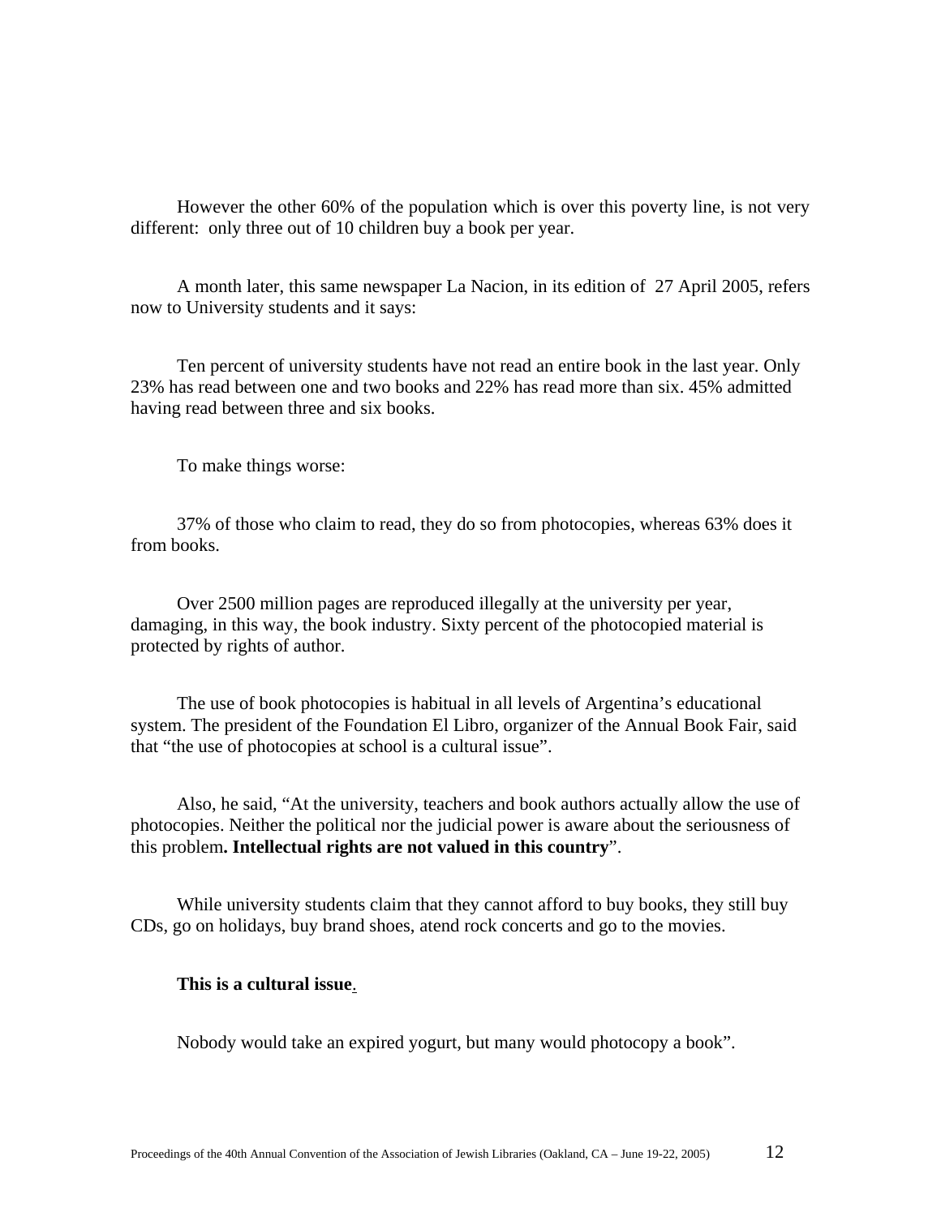However the other 60% of the population which is over this poverty line, is not very different: only three out of 10 children buy a book per year.

A month later, this same newspaper La Nacion, in its edition of 27 April 2005, refers now to University students and it says:

Ten percent of university students have not read an entire book in the last year. Only 23% has read between one and two books and 22% has read more than six. 45% admitted having read between three and six books.

To make things worse:

37% of those who claim to read, they do so from photocopies, whereas 63% does it from books.

Over 2500 million pages are reproduced illegally at the university per year, damaging, in this way, the book industry. Sixty percent of the photocopied material is protected by rights of author.

The use of book photocopies is habitual in all levels of Argentina's educational system. The president of the Foundation El Libro, organizer of the Annual Book Fair, said that "the use of photocopies at school is a cultural issue".

Also, he said, "At the university, teachers and book authors actually allow the use of photocopies. Neither the political nor the judicial power is aware about the seriousness of this problem**. Intellectual rights are not valued in this country**".

While university students claim that they cannot afford to buy books, they still buy CDs, go on holidays, buy brand shoes, atend rock concerts and go to the movies.

**This is a cultural issue**.

Nobody would take an expired yogurt, but many would photocopy a book".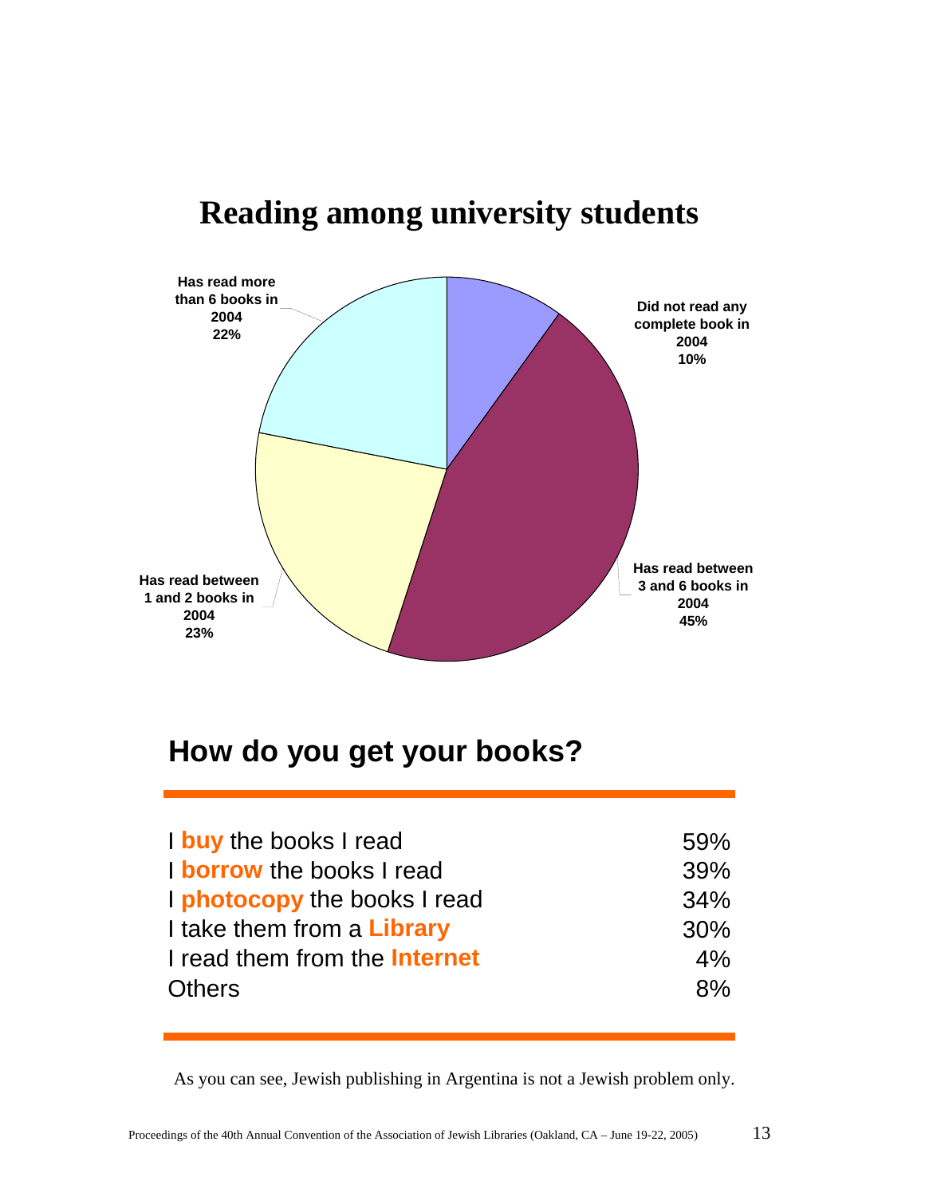## Reading among university students

- Did not read any complete book in 2004: 10%
- Has read between 3 and 6 books in 2004: 45%
- Has read between 1 and 2 books in 2004: 23%
- Has read more than 6 books in 2004: 22%

## How do you get your books?

| | |
|---|---|
| I **buy** the books I read | 59% |
| I **borrow** the books I read | 39% |
| I **photocopy** the books I read | 34% |
| I take them from a **Library** | 30% |
| I read them from the **Internet** | 4% |
| Others | 8% |

As you can see, Jewish publishing in Argentina is not a Jewish problem only.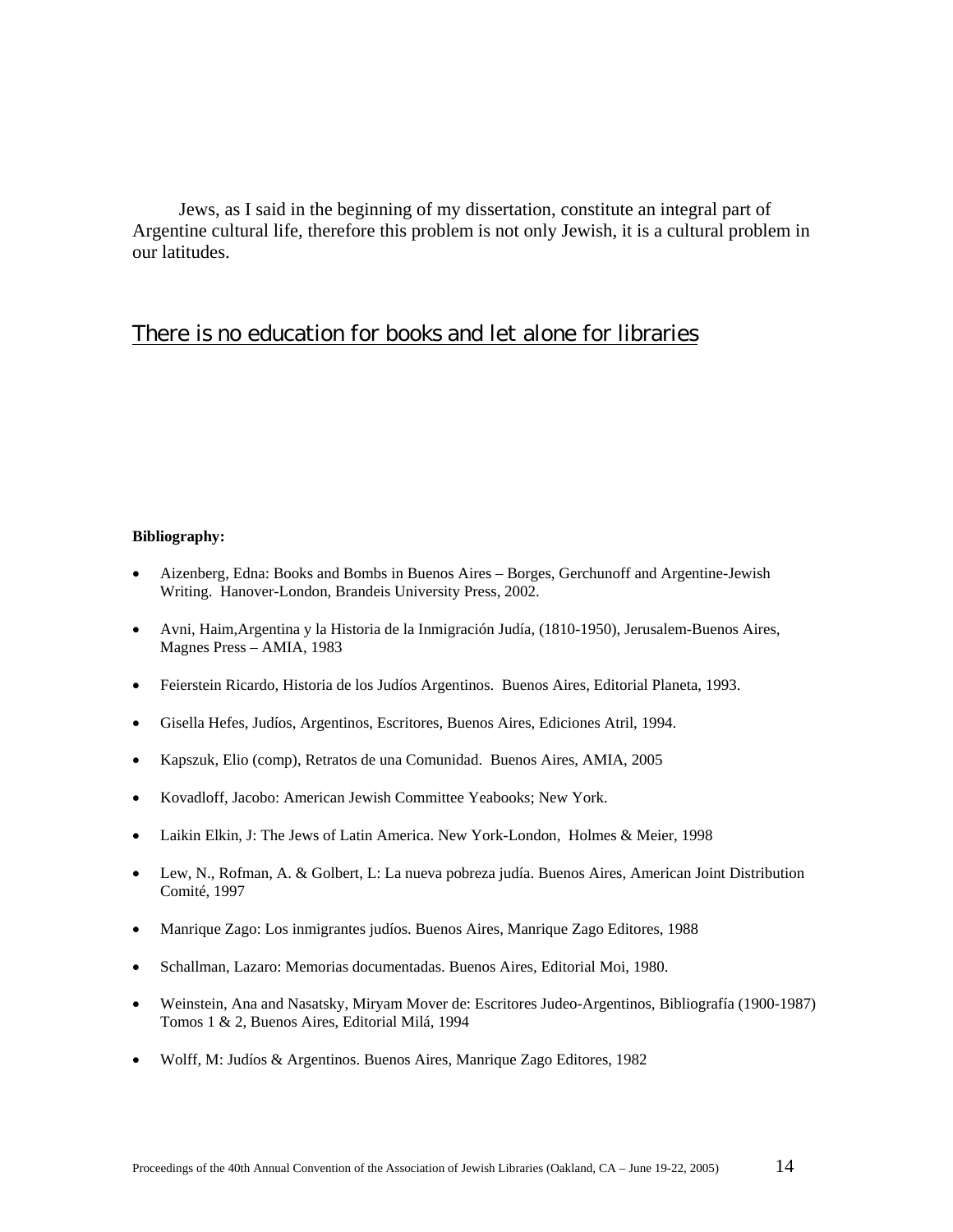Jews, as I said in the beginning of my dissertation, constitute an integral part of Argentine cultural life, therefore this problem is not only Jewish, it is a cultural problem in our latitudes.

## There is no education for books and let alone for libraries

**Bibliography:**

- Aizenberg, Edna: Books and Bombs in Buenos Aires – Borges, Gerchunoff and Argentine-Jewish Writing. Hanover-London, Brandeis University Press, 2002.
- Avni, Haim,Argentina y la Historia de la Inmigración Judía, (1810-1950), Jerusalem-Buenos Aires, Magnes Press – AMIA, 1983
- Feierstein Ricardo, Historia de los Judíos Argentinos. Buenos Aires, Editorial Planeta, 1993.
- Gisella Hefes, Judíos, Argentinos, Escritores, Buenos Aires, Ediciones Atril, 1994.
- Kapszuk, Elio (comp), Retratos de una Comunidad. Buenos Aires, AMIA, 2005
- Kovadloff, Jacobo: American Jewish Committee Yeabooks; New York.
- Laikin Elkin, J: The Jews of Latin America. New York-London, Holmes & Meier, 1998
- Lew, N., Rofman, A. & Golbert, L: La nueva pobreza judía. Buenos Aires, American Joint Distribution Comité, 1997
- Manrique Zago: Los inmigrantes judíos. Buenos Aires, Manrique Zago Editores, 1988
- Schallman, Lazaro: Memorias documentadas. Buenos Aires, Editorial Moi, 1980.
- Weinstein, Ana and Nasatsky, Miryam Mover de: Escritores Judeo-Argentinos, Bibliografía (1900-1987) Tomos 1 & 2, Buenos Aires, Editorial Milá, 1994
- Wolff, M: Judíos & Argentinos. Buenos Aires, Manrique Zago Editores, 1982